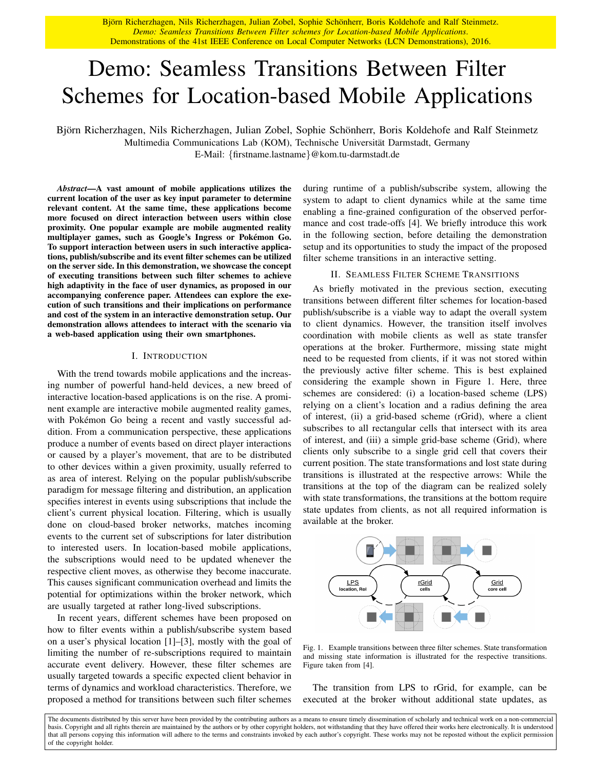Björn Richerzhagen, Nils Richerzhagen, Julian Zobel, Sophie Schönherr, Boris Koldehofe and Ralf Steinmetz. *Demo: Seamless Transitions Between Filter schemes for Location-based Mobile Applications.* Demonstrations of the 41st IEEE Conference on Local Computer Networks (LCN Demonstrations), 2016.

# Demo: Seamless Transitions Between Filter Schemes for Location-based Mobile Applications

Björn Richerzhagen, Nils Richerzhagen, Julian Zobel, Sophie Schönherr, Boris Koldehofe and Ralf Steinmetz
Multimedia Communications Lab (KOM), Technische Universität Darmstadt, Germany
E-Mail: {firstname.lastname}@kom.tu-darmstadt.de

***Abstract*—A vast amount of mobile applications utilizes the current location of the user as key input parameter to determine relevant content. At the same time, these applications become more focused on direct interaction between users within close proximity. One popular example are mobile augmented reality multiplayer games, such as Google's Ingress or Pokémon Go. To support interaction between users in such interactive applications, publish/subscribe and its event filter schemes can be utilized on the server side. In this demonstration, we showcase the concept of executing transitions between such filter schemes to achieve high adaptivity in the face of user dynamics, as proposed in our accompanying conference paper. Attendees can explore the execution of such transitions and their implications on performance and cost of the system in an interactive demonstration setup. Our demonstration allows attendees to interact with the scenario via a web-based application using their own smartphones.**

## I. Introduction

With the trend towards mobile applications and the increasing number of powerful hand-held devices, a new breed of interactive location-based applications is on the rise. A prominent example are interactive mobile augmented reality games, with Pokémon Go being a recent and vastly successful addition. From a communication perspective, these applications produce a number of events based on direct player interactions or caused by a player's movement, that are to be distributed to other devices within a given proximity, usually referred to as area of interest. Relying on the popular publish/subscribe paradigm for message filtering and distribution, an application specifies interest in events using subscriptions that include the client's current physical location. Filtering, which is usually done on cloud-based broker networks, matches incoming events to the current set of subscriptions for later distribution to interested users. In location-based mobile applications, the subscriptions would need to be updated whenever the respective client moves, as otherwise they become inaccurate. This causes significant communication overhead and limits the potential for optimizations within the broker network, which are usually targeted at rather long-lived subscriptions.

In recent years, different schemes have been proposed on how to filter events within a publish/subscribe system based on a user's physical location [1]–[3], mostly with the goal of limiting the number of re-subscriptions required to maintain accurate event delivery. However, these filter schemes are usually targeted towards a specific expected client behavior in terms of dynamics and workload characteristics. Therefore, we proposed a method for transitions between such filter schemes during runtime of a publish/subscribe system, allowing the system to adapt to client dynamics while at the same time enabling a fine-grained configuration of the observed performance and cost trade-offs [4]. We briefly introduce this work in the following section, before detailing the demonstration setup and its opportunities to study the impact of the proposed filter scheme transitions in an interactive setting.

## II. Seamless Filter Scheme Transitions

As briefly motivated in the previous section, executing transitions between different filter schemes for location-based publish/subscribe is a viable way to adapt the overall system to client dynamics. However, the transition itself involves coordination with mobile clients as well as state transfer operations at the broker. Furthermore, missing state might need to be requested from clients, if it was not stored within the previously active filter scheme. This is best explained considering the example shown in Figure 1. Here, three schemes are considered: (i) a location-based scheme (LPS) relying on a client's location and a radius defining the area of interest, (ii) a grid-based scheme (rGrid), where a client subscribes to all rectangular cells that intersect with its area of interest, and (iii) a simple grid-base scheme (Grid), where clients only subscribe to a single grid cell that covers their current position. The state transformations and lost state during transitions is illustrated at the respective arrows: While the transitions at the top of the diagram can be realized solely with state transformations, the transitions at the bottom require state updates from clients, as not all required information is available at the broker.

Fig. 1. Example transitions between three filter schemes. State transformation and missing state information is illustrated for the respective transitions. Figure taken from [4].

The transition from LPS to rGrid, for example, can be executed at the broker without additional state updates, as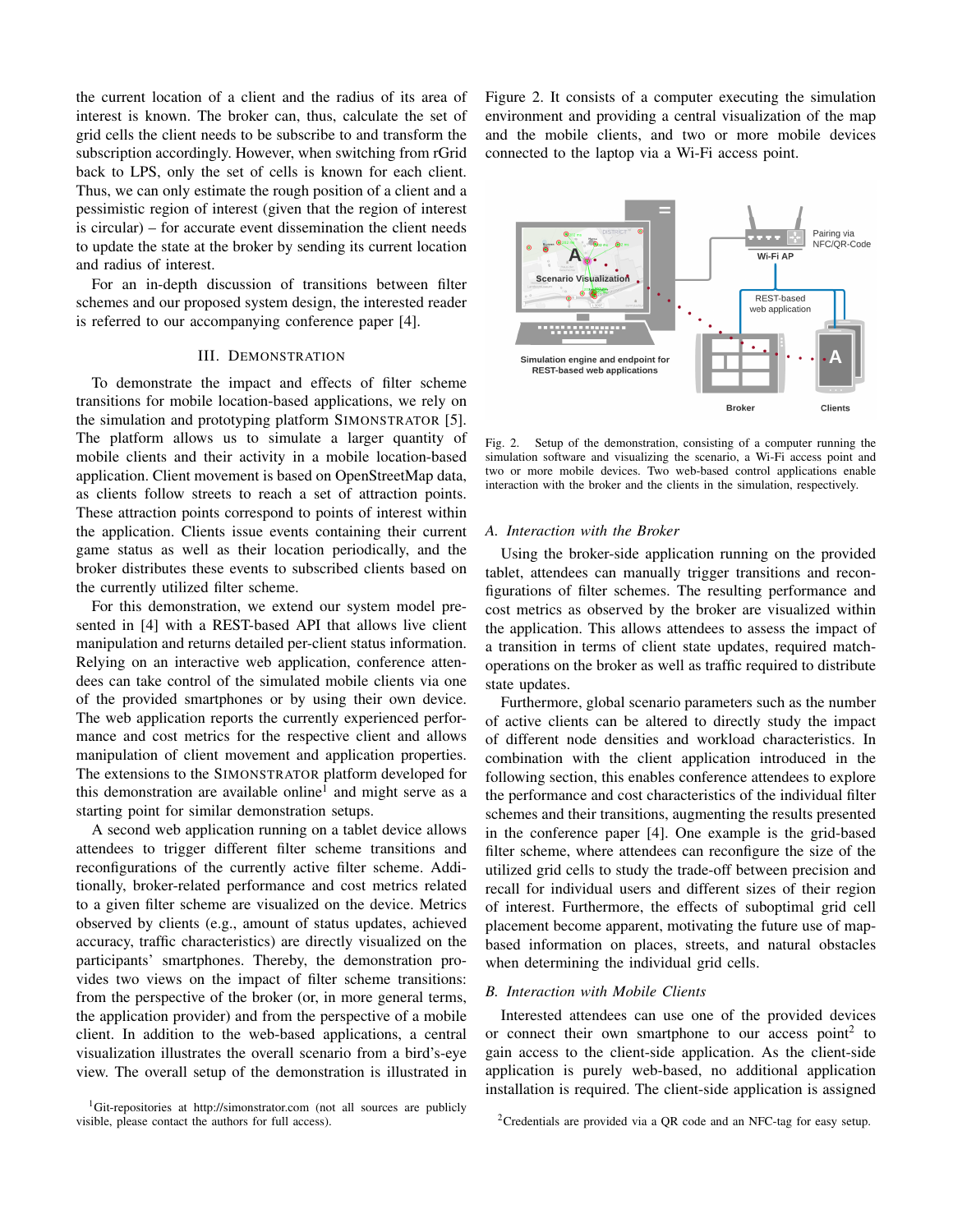the current location of a client and the radius of its area of interest is known. The broker can, thus, calculate the set of grid cells the client needs to be subscribe to and transform the subscription accordingly. However, when switching from rGrid back to LPS, only the set of cells is known for each client. Thus, we can only estimate the rough position of a client and a pessimistic region of interest (given that the region of interest is circular) – for accurate event dissemination the client needs to update the state at the broker by sending its current location and radius of interest.

For an in-depth discussion of transitions between filter schemes and our proposed system design, the interested reader is referred to our accompanying conference paper [4].

## III. Demonstration

To demonstrate the impact and effects of filter scheme transitions for mobile location-based applications, we rely on the simulation and prototyping platform SIMONSTRATOR [5]. The platform allows us to simulate a larger quantity of mobile clients and their activity in a mobile location-based application. Client movement is based on OpenStreetMap data, as clients follow streets to reach a set of attraction points. These attraction points correspond to points of interest within the application. Clients issue events containing their current game status as well as their location periodically, and the broker distributes these events to subscribed clients based on the currently utilized filter scheme.

For this demonstration, we extend our system model presented in [4] with a REST-based API that allows live client manipulation and returns detailed per-client status information. Relying on an interactive web application, conference attendees can take control of the simulated mobile clients via one of the provided smartphones or by using their own device. The web application reports the currently experienced performance and cost metrics for the respective client and allows manipulation of client movement and application properties. The extensions to the SIMONSTRATOR platform developed for this demonstration are available online[1] and might serve as a starting point for similar demonstration setups.

A second web application running on a tablet device allows attendees to trigger different filter scheme transitions and reconfigurations of the currently active filter scheme. Additionally, broker-related performance and cost metrics related to a given filter scheme are visualized on the device. Metrics observed by clients (e.g., amount of status updates, achieved accuracy, traffic characteristics) are directly visualized on the participants' smartphones. Thereby, the demonstration provides two views on the impact of filter scheme transitions: from the perspective of the broker (or, in more general terms, the application provider) and from the perspective of a mobile client. In addition to the web-based applications, a central visualization illustrates the overall scenario from a bird's-eye view. The overall setup of the demonstration is illustrated in Figure 2. It consists of a computer executing the simulation environment and providing a central visualization of the map and the mobile clients, and two or more mobile devices connected to the laptop via a Wi-Fi access point.

Fig. 2. Setup of the demonstration, consisting of a computer running the simulation software and visualizing the scenario, a Wi-Fi access point and two or more mobile devices. Two web-based control applications enable interaction with the broker and the clients in the simulation, respectively.

### A. Interaction with the Broker

Using the broker-side application running on the provided tablet, attendees can manually trigger transitions and reconfigurations of filter schemes. The resulting performance and cost metrics as observed by the broker are visualized within the application. This allows attendees to assess the impact of a transition in terms of client state updates, required match-operations on the broker as well as traffic required to distribute state updates.

Furthermore, global scenario parameters such as the number of active clients can be altered to directly study the impact of different node densities and workload characteristics. In combination with the client application introduced in the following section, this enables conference attendees to explore the performance and cost characteristics of the individual filter schemes and their transitions, augmenting the results presented in the conference paper [4]. One example is the grid-based filter scheme, where attendees can reconfigure the size of the utilized grid cells to study the trade-off between precision and recall for individual users and different sizes of their region of interest. Furthermore, the effects of suboptimal grid cell placement become apparent, motivating the future use of map-based information on places, streets, and natural obstacles when determining the individual grid cells.

### B. Interaction with Mobile Clients

Interested attendees can use one of the provided devices or connect their own smartphone to our access point[2] to gain access to the client-side application. As the client-side application is purely web-based, no additional application installation is required. The client-side application is assigned

[1] Git-repositories at http://simonstrator.com (not all sources are publicly visible, please contact the authors for full access).

[2] Credentials are provided via a QR code and an NFC-tag for easy setup.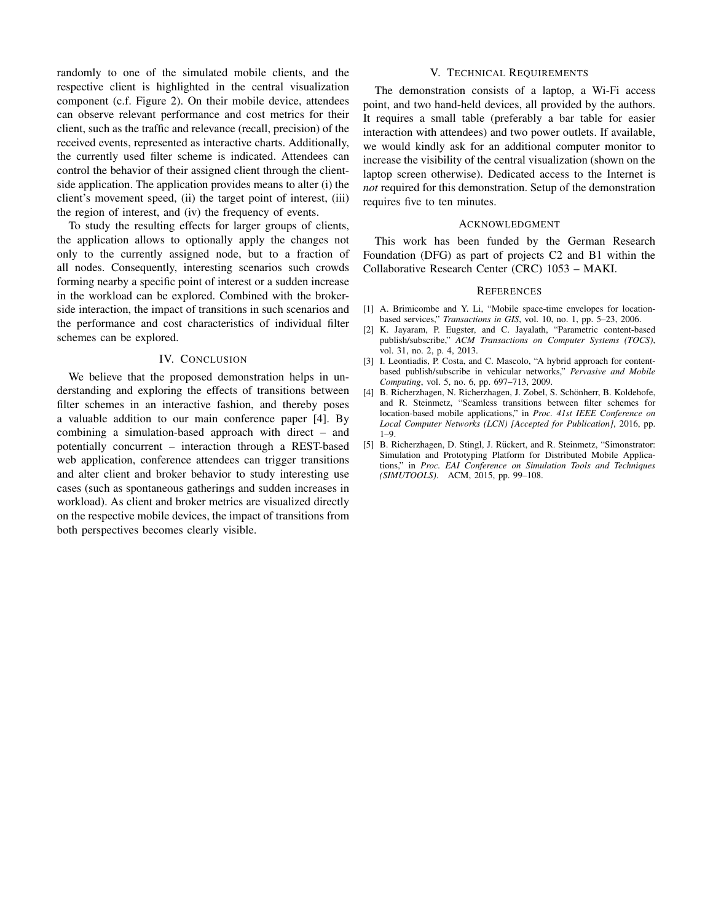randomly to one of the simulated mobile clients, and the respective client is highlighted in the central visualization component (c.f. Figure 2). On their mobile device, attendees can observe relevant performance and cost metrics for their client, such as the traffic and relevance (recall, precision) of the received events, represented as interactive charts. Additionally, the currently used filter scheme is indicated. Attendees can control the behavior of their assigned client through the client-side application. The application provides means to alter (i) the client's movement speed, (ii) the target point of interest, (iii) the region of interest, and (iv) the frequency of events.

To study the resulting effects for larger groups of clients, the application allows to optionally apply the changes not only to the currently assigned node, but to a fraction of all nodes. Consequently, interesting scenarios such crowds forming nearby a specific point of interest or a sudden increase in the workload can be explored. Combined with the broker-side interaction, the impact of transitions in such scenarios and the performance and cost characteristics of individual filter schemes can be explored.

## IV. Conclusion

We believe that the proposed demonstration helps in understanding and exploring the effects of transitions between filter schemes in an interactive fashion, and thereby poses a valuable addition to our main conference paper [4]. By combining a simulation-based approach with direct – and potentially concurrent – interaction through a REST-based web application, conference attendees can trigger transitions and alter client and broker behavior to study interesting use cases (such as spontaneous gatherings and sudden increases in workload). As client and broker metrics are visualized directly on the respective mobile devices, the impact of transitions from both perspectives becomes clearly visible.

## V. Technical Requirements

The demonstration consists of a laptop, a Wi-Fi access point, and two hand-held devices, all provided by the authors. It requires a small table (preferably a bar table for easier interaction with attendees) and two power outlets. If available, we would kindly ask for an additional computer monitor to increase the visibility of the central visualization (shown on the laptop screen otherwise). Dedicated access to the Internet is *not* required for this demonstration. Setup of the demonstration requires five to ten minutes.

## Acknowledgment

This work has been funded by the German Research Foundation (DFG) as part of projects C2 and B1 within the Collaborative Research Center (CRC) 1053 – MAKI.

## References

[1] A. Brimicombe and Y. Li, "Mobile space-time envelopes for location-based services," *Transactions in GIS*, vol. 10, no. 1, pp. 5–23, 2006.

[2] K. Jayaram, P. Eugster, and C. Jayalath, "Parametric content-based publish/subscribe," *ACM Transactions on Computer Systems (TOCS)*, vol. 31, no. 2, p. 4, 2013.

[3] I. Leontiadis, P. Costa, and C. Mascolo, "A hybrid approach for content-based publish/subscribe in vehicular networks," *Pervasive and Mobile Computing*, vol. 5, no. 6, pp. 697–713, 2009.

[4] B. Richerzhagen, N. Richerzhagen, J. Zobel, S. Schönherr, B. Koldehofe, and R. Steinmetz, "Seamless transitions between filter schemes for location-based mobile applications," in *Proc. 41st IEEE Conference on Local Computer Networks (LCN) [Accepted for Publication]*, 2016, pp. 1–9.

[5] B. Richerzhagen, D. Stingl, J. Rückert, and R. Steinmetz, "Simonstrator: Simulation and Prototyping Platform for Distributed Mobile Applications," in *Proc. EAI Conference on Simulation Tools and Techniques (SIMUTOOLS)*. ACM, 2015, pp. 99–108.